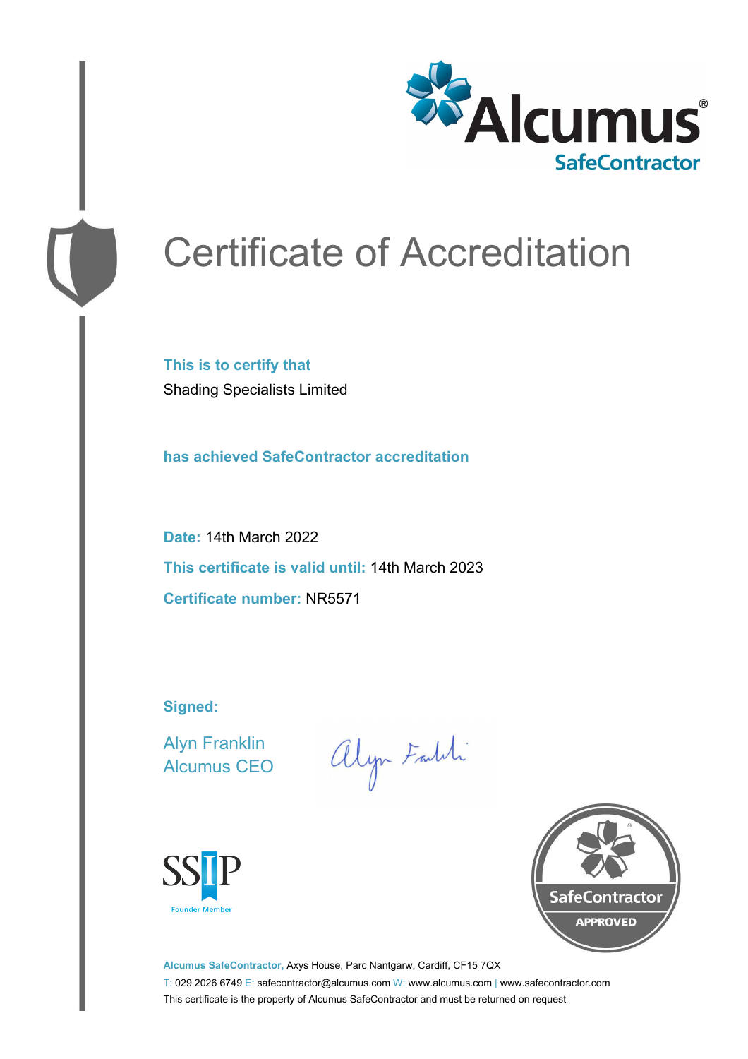Alcumus®
SafeContractor

# Certificate of Accreditation

**This is to certify that**

Shading Specialists Limited

**has achieved SafeContractor accreditation**

**Date:** 14th March 2022

**This certificate is valid until:** 14th March 2023

**Certificate number:** NR5571

**Signed:**

Alyn Franklin
Alcumus CEO

SSIP
Founder Member

SafeContractor
APPROVED

**Alcumus SafeContractor,** Axys House, Parc Nantgarw, Cardiff, CF15 7QX

T: 029 2026 6749 E: safecontractor@alcumus.com W: www.alcumus.com | www.safecontractor.com

This certificate is the property of Alcumus SafeContractor and must be returned on request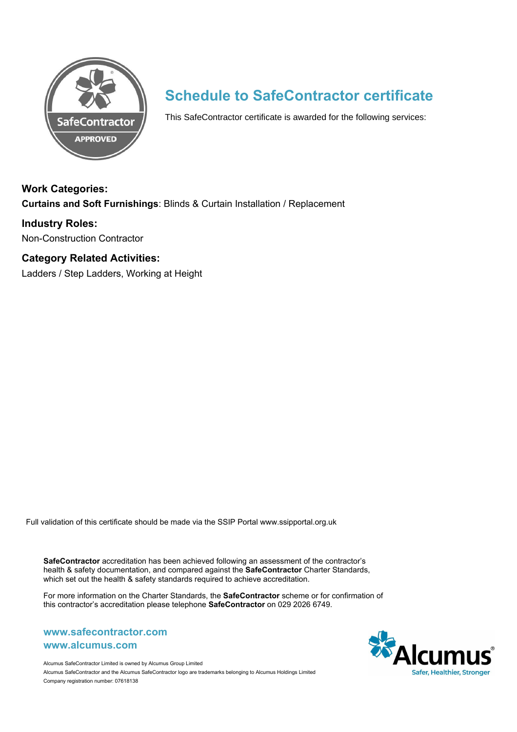# Schedule to SafeContractor certificate

This SafeContractor certificate is awarded for the following services:

### Work Categories:

**Curtains and Soft Furnishings**: Blinds & Curtain Installation / Replacement

### Industry Roles:

Non-Construction Contractor

### Category Related Activities:

Ladders / Step Ladders, Working at Height

Full validation of this certificate should be made via the SSIP Portal www.ssipportal.org.uk

**SafeContractor** accreditation has been achieved following an assessment of the contractor's health & safety documentation, and compared against the **SafeContractor** Charter Standards, which set out the health & safety standards required to achieve accreditation.

For more information on the Charter Standards, the **SafeContractor** scheme or for confirmation of this contractor's accreditation please telephone **SafeContractor** on 029 2026 6749.

**www.safecontractor.com**
**www.alcumus.com**

Alcumus SafeContractor Limited is owned by Alcumus Group Limited
Alcumus SafeContractor and the Alcumus SafeContractor logo are trademarks belonging to Alcumus Holdings Limited
Company registration number: 07618138